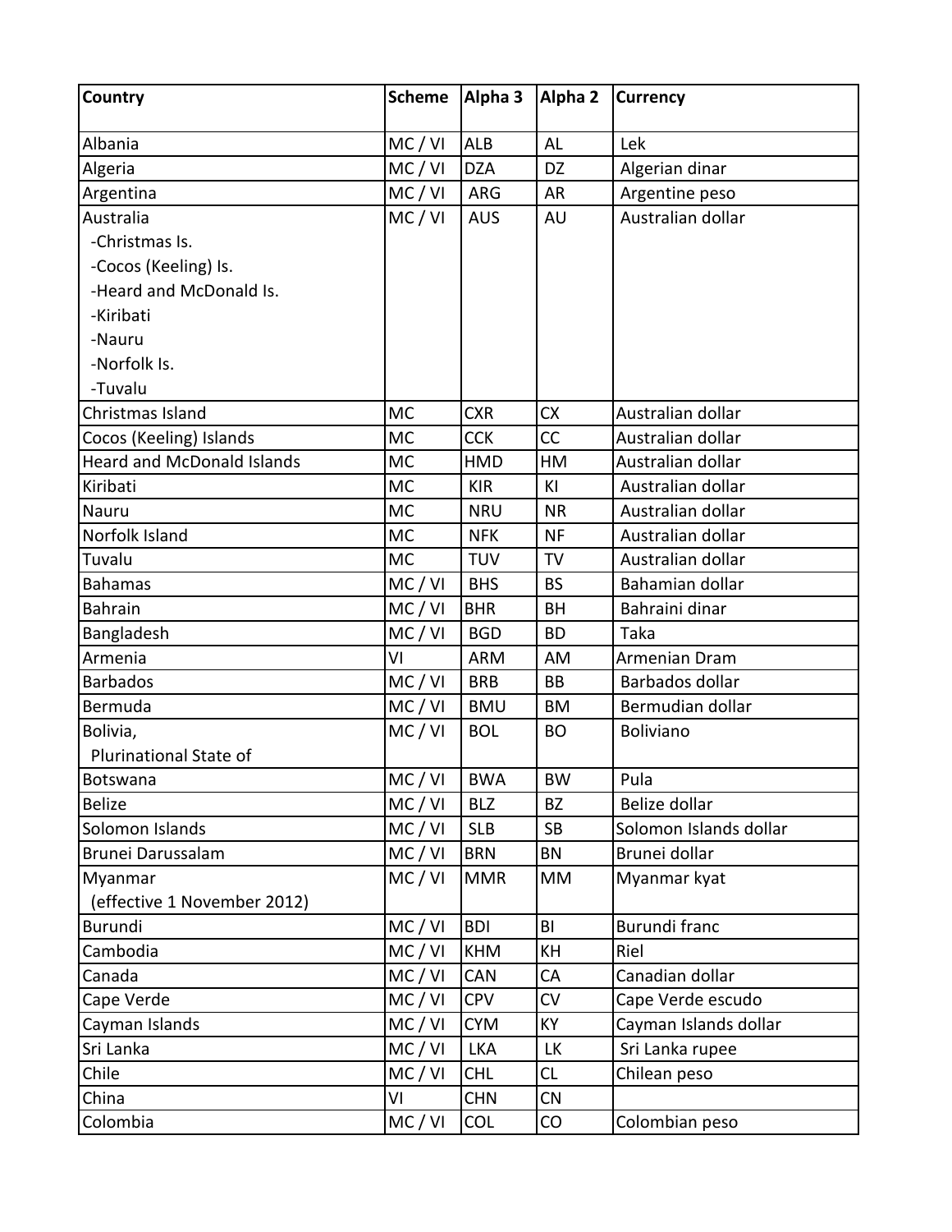| Country | Scheme | Alpha 3 | Alpha 2 | Currency |
|---|---|---|---|---|
| Albania | MC / VI | ALB | AL | Lek |
| Algeria | MC / VI | DZA | DZ | Algerian dinar |
| Argentina | MC / VI | ARG | AR | Argentine peso |
| Australia<br>-Christmas Is.<br>-Cocos (Keeling) Is.<br>-Heard and McDonald Is.<br>-Kiribati<br>-Nauru<br>-Norfolk Is.<br>-Tuvalu | MC / VI | AUS | AU | Australian dollar |
| Christmas Island | MC | CXR | CX | Australian dollar |
| Cocos (Keeling) Islands | MC | CCK | CC | Australian dollar |
| Heard and McDonald Islands | MC | HMD | HM | Australian dollar |
| Kiribati | MC | KIR | KI | Australian dollar |
| Nauru | MC | NRU | NR | Australian dollar |
| Norfolk Island | MC | NFK | NF | Australian dollar |
| Tuvalu | MC | TUV | TV | Australian dollar |
| Bahamas | MC / VI | BHS | BS | Bahamian dollar |
| Bahrain | MC / VI | BHR | BH | Bahraini dinar |
| Bangladesh | MC / VI | BGD | BD | Taka |
| Armenia | VI | ARM | AM | Armenian Dram |
| Barbados | MC / VI | BRB | BB | Barbados dollar |
| Bermuda | MC / VI | BMU | BM | Bermudian dollar |
| Bolivia,<br>Plurinational State of | MC / VI | BOL | BO | Boliviano |
| Botswana | MC / VI | BWA | BW | Pula |
| Belize | MC / VI | BLZ | BZ | Belize dollar |
| Solomon Islands | MC / VI | SLB | SB | Solomon Islands dollar |
| Brunei Darussalam | MC / VI | BRN | BN | Brunei dollar |
| Myanmar<br>(effective 1 November 2012) | MC / VI | MMR | MM | Myanmar kyat |
| Burundi | MC / VI | BDI | BI | Burundi franc |
| Cambodia | MC / VI | KHM | KH | Riel |
| Canada | MC / VI | CAN | CA | Canadian dollar |
| Cape Verde | MC / VI | CPV | CV | Cape Verde escudo |
| Cayman Islands | MC / VI | CYM | KY | Cayman Islands dollar |
| Sri Lanka | MC / VI | LKA | LK | Sri Lanka rupee |
| Chile | MC / VI | CHL | CL | Chilean peso |
| China | VI | CHN | CN | |
| Colombia | MC / VI | COL | CO | Colombian peso |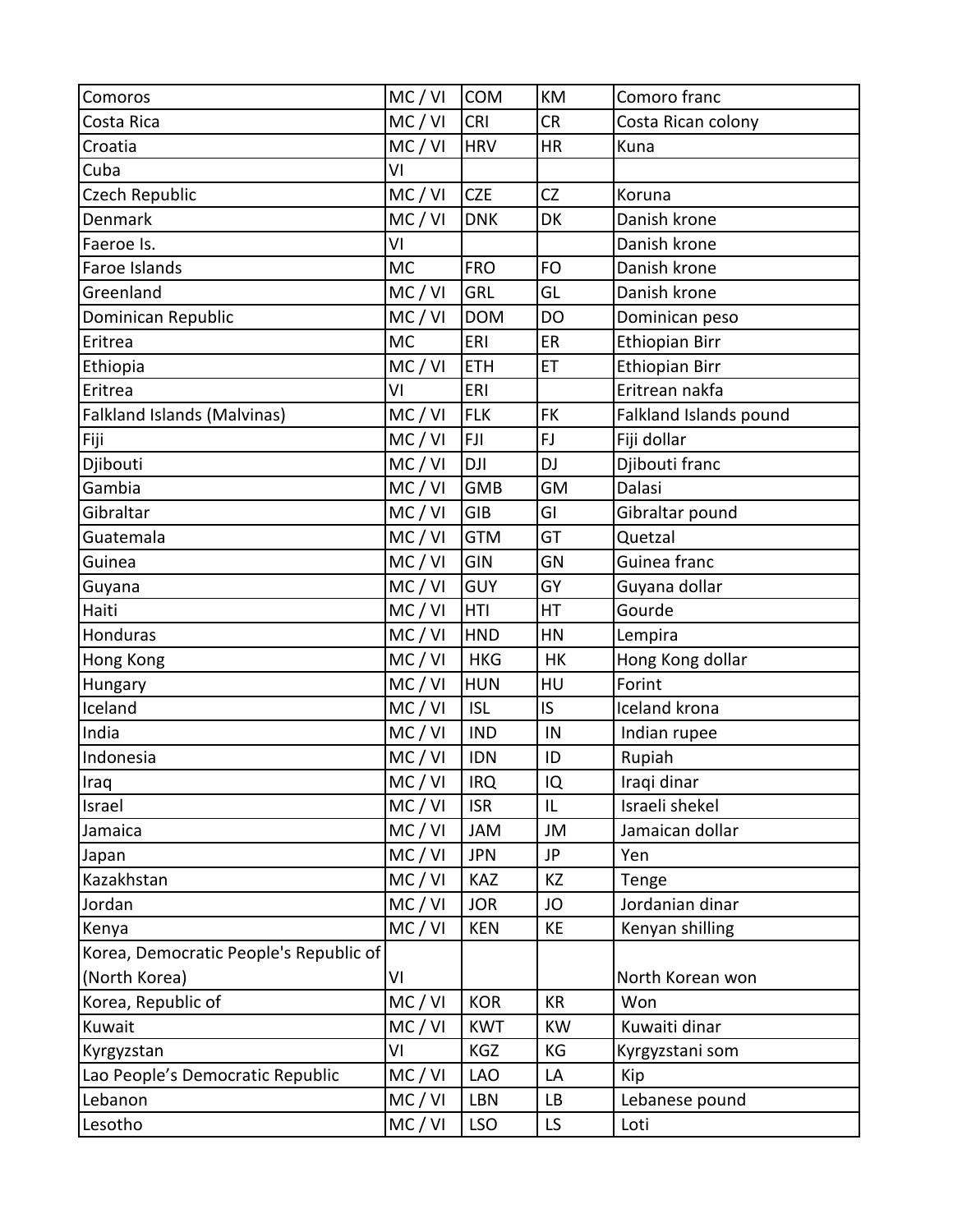| Comoros | MC / VI | COM | KM | Comoro franc |
|---|---|---|---|---|
| Costa Rica | MC / VI | CRI | CR | Costa Rican colony |
| Croatia | MC / VI | HRV | HR | Kuna |
| Cuba | VI | | | |
| Czech Republic | MC / VI | CZE | CZ | Koruna |
| Denmark | MC / VI | DNK | DK | Danish krone |
| Faeroe Is. | VI | | | Danish krone |
| Faroe Islands | MC | FRO | FO | Danish krone |
| Greenland | MC / VI | GRL | GL | Danish krone |
| Dominican Republic | MC / VI | DOM | DO | Dominican peso |
| Eritrea | MC | ERI | ER | Ethiopian Birr |
| Ethiopia | MC / VI | ETH | ET | Ethiopian Birr |
| Eritrea | VI | ERI | | Eritrean nakfa |
| Falkland Islands (Malvinas) | MC / VI | FLK | FK | Falkland Islands pound |
| Fiji | MC / VI | FJI | FJ | Fiji dollar |
| Djibouti | MC / VI | DJI | DJ | Djibouti franc |
| Gambia | MC / VI | GMB | GM | Dalasi |
| Gibraltar | MC / VI | GIB | GI | Gibraltar pound |
| Guatemala | MC / VI | GTM | GT | Quetzal |
| Guinea | MC / VI | GIN | GN | Guinea franc |
| Guyana | MC / VI | GUY | GY | Guyana dollar |
| Haiti | MC / VI | HTI | HT | Gourde |
| Honduras | MC / VI | HND | HN | Lempira |
| Hong Kong | MC / VI | HKG | HK | Hong Kong dollar |
| Hungary | MC / VI | HUN | HU | Forint |
| Iceland | MC / VI | ISL | IS | Iceland krona |
| India | MC / VI | IND | IN | Indian rupee |
| Indonesia | MC / VI | IDN | ID | Rupiah |
| Iraq | MC / VI | IRQ | IQ | Iraqi dinar |
| Israel | MC / VI | ISR | IL | Israeli shekel |
| Jamaica | MC / VI | JAM | JM | Jamaican dollar |
| Japan | MC / VI | JPN | JP | Yen |
| Kazakhstan | MC / VI | KAZ | KZ | Tenge |
| Jordan | MC / VI | JOR | JO | Jordanian dinar |
| Kenya | MC / VI | KEN | KE | Kenyan shilling |
| Korea, Democratic People's Republic of (North Korea) | VI | | | North Korean won |
| Korea, Republic of | MC / VI | KOR | KR | Won |
| Kuwait | MC / VI | KWT | KW | Kuwaiti dinar |
| Kyrgyzstan | VI | KGZ | KG | Kyrgyzstani som |
| Lao People's Democratic Republic | MC / VI | LAO | LA | Kip |
| Lebanon | MC / VI | LBN | LB | Lebanese pound |
| Lesotho | MC / VI | LSO | LS | Loti |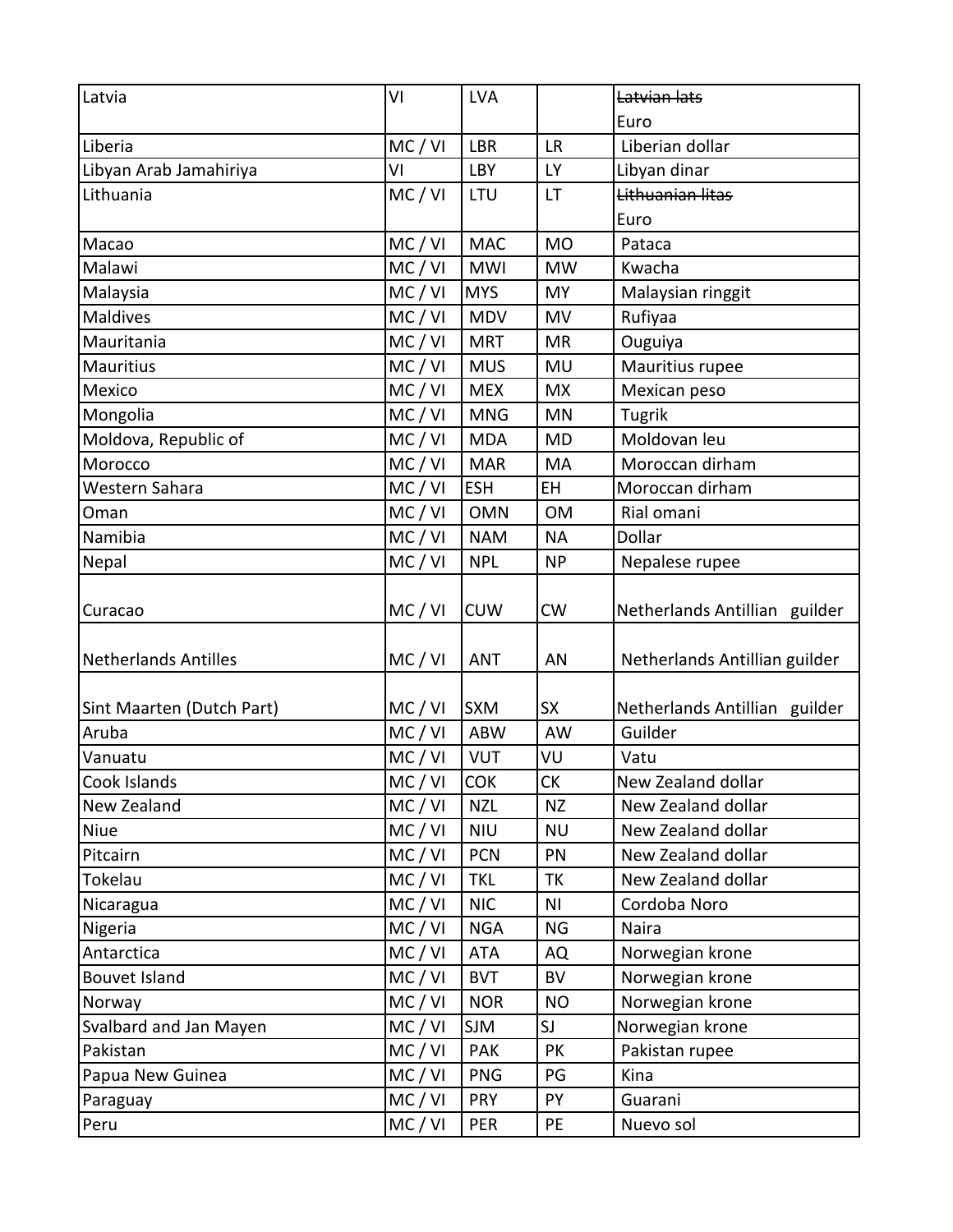| | | | | |
|---|---|---|---|---|
| Latvia | VI | LVA | | ~~Latvian lats~~<br>Euro |
| Liberia | MC / VI | LBR | LR | Liberian dollar |
| Libyan Arab Jamahiriya | VI | LBY | LY | Libyan dinar |
| Lithuania | MC / VI | LTU | LT | ~~Lithuanian litas~~<br>Euro |
| Macao | MC / VI | MAC | MO | Pataca |
| Malawi | MC / VI | MWI | MW | Kwacha |
| Malaysia | MC / VI | MYS | MY | Malaysian ringgit |
| Maldives | MC / VI | MDV | MV | Rufiyaa |
| Mauritania | MC / VI | MRT | MR | Ouguiya |
| Mauritius | MC / VI | MUS | MU | Mauritius rupee |
| Mexico | MC / VI | MEX | MX | Mexican peso |
| Mongolia | MC / VI | MNG | MN | Tugrik |
| Moldova, Republic of | MC / VI | MDA | MD | Moldovan leu |
| Morocco | MC / VI | MAR | MA | Moroccan dirham |
| Western Sahara | MC / VI | ESH | EH | Moroccan dirham |
| Oman | MC / VI | OMN | OM | Rial omani |
| Namibia | MC / VI | NAM | NA | Dollar |
| Nepal | MC / VI | NPL | NP | Nepalese rupee |
| Curacao | MC / VI | CUW | CW | Netherlands Antillian guilder |
| Netherlands Antilles | MC / VI | ANT | AN | Netherlands Antillian guilder |
| Sint Maarten (Dutch Part) | MC / VI | SXM | SX | Netherlands Antillian guilder |
| Aruba | MC / VI | ABW | AW | Guilder |
| Vanuatu | MC / VI | VUT | VU | Vatu |
| Cook Islands | MC / VI | COK | CK | New Zealand dollar |
| New Zealand | MC / VI | NZL | NZ | New Zealand dollar |
| Niue | MC / VI | NIU | NU | New Zealand dollar |
| Pitcairn | MC / VI | PCN | PN | New Zealand dollar |
| Tokelau | MC / VI | TKL | TK | New Zealand dollar |
| Nicaragua | MC / VI | NIC | NI | Cordoba Noro |
| Nigeria | MC / VI | NGA | NG | Naira |
| Antarctica | MC / VI | ATA | AQ | Norwegian krone |
| Bouvet Island | MC / VI | BVT | BV | Norwegian krone |
| Norway | MC / VI | NOR | NO | Norwegian krone |
| Svalbard and Jan Mayen | MC / VI | SJM | SJ | Norwegian krone |
| Pakistan | MC / VI | PAK | PK | Pakistan rupee |
| Papua New Guinea | MC / VI | PNG | PG | Kina |
| Paraguay | MC / VI | PRY | PY | Guarani |
| Peru | MC / VI | PER | PE | Nuevo sol |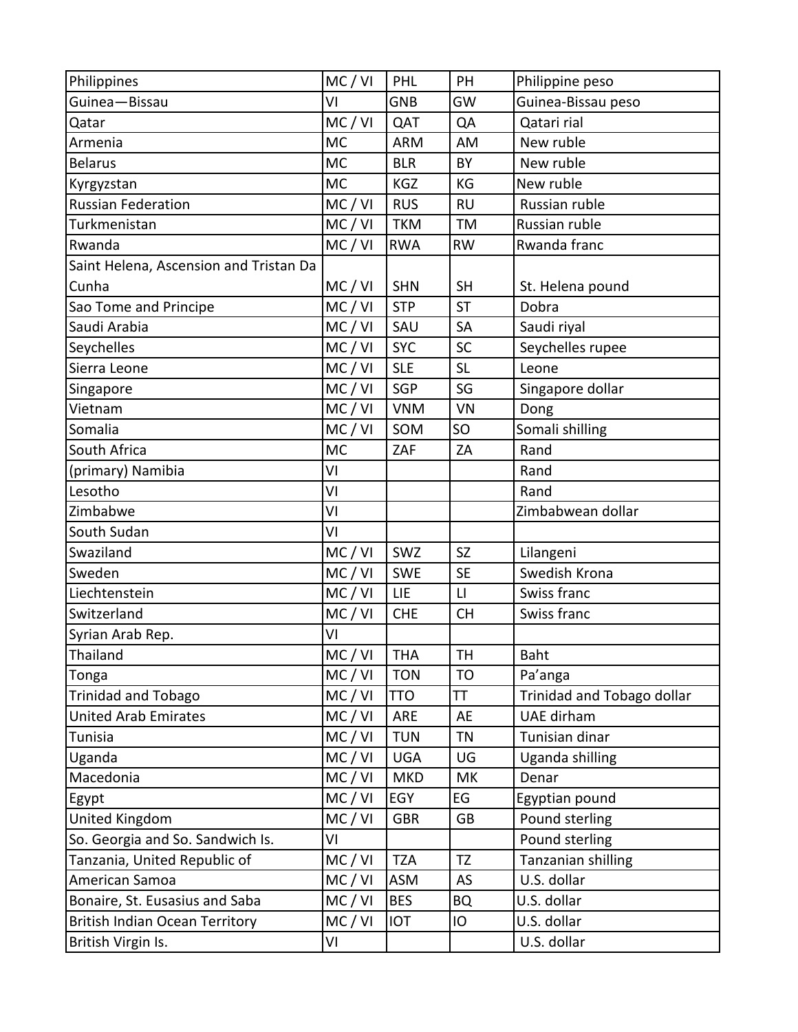| Philippines | MC / VI | PHL | PH | Philippine peso |
|---|---|---|---|---|
| Guinea—Bissau | VI | GNB | GW | Guinea-Bissau peso |
| Qatar | MC / VI | QAT | QA | Qatari rial |
| Armenia | MC | ARM | AM | New ruble |
| Belarus | MC | BLR | BY | New ruble |
| Kyrgyzstan | MC | KGZ | KG | New ruble |
| Russian Federation | MC / VI | RUS | RU | Russian ruble |
| Turkmenistan | MC / VI | TKM | TM | Russian ruble |
| Rwanda | MC / VI | RWA | RW | Rwanda franc |
| Saint Helena, Ascension and Tristan Da Cunha | MC / VI | SHN | SH | St. Helena pound |
| Sao Tome and Principe | MC / VI | STP | ST | Dobra |
| Saudi Arabia | MC / VI | SAU | SA | Saudi riyal |
| Seychelles | MC / VI | SYC | SC | Seychelles rupee |
| Sierra Leone | MC / VI | SLE | SL | Leone |
| Singapore | MC / VI | SGP | SG | Singapore dollar |
| Vietnam | MC / VI | VNM | VN | Dong |
| Somalia | MC / VI | SOM | SO | Somali shilling |
| South Africa | MC | ZAF | ZA | Rand |
| (primary) Namibia | VI | | | Rand |
| Lesotho | VI | | | Rand |
| Zimbabwe | VI | | | Zimbabwean dollar |
| South Sudan | VI | | | |
| Swaziland | MC / VI | SWZ | SZ | Lilangeni |
| Sweden | MC / VI | SWE | SE | Swedish Krona |
| Liechtenstein | MC / VI | LIE | LI | Swiss franc |
| Switzerland | MC / VI | CHE | CH | Swiss franc |
| Syrian Arab Rep. | VI | | | |
| Thailand | MC / VI | THA | TH | Baht |
| Tonga | MC / VI | TON | TO | Pa'anga |
| Trinidad and Tobago | MC / VI | TTO | TT | Trinidad and Tobago dollar |
| United Arab Emirates | MC / VI | ARE | AE | UAE dirham |
| Tunisia | MC / VI | TUN | TN | Tunisian dinar |
| Uganda | MC / VI | UGA | UG | Uganda shilling |
| Macedonia | MC / VI | MKD | MK | Denar |
| Egypt | MC / VI | EGY | EG | Egyptian pound |
| United Kingdom | MC / VI | GBR | GB | Pound sterling |
| So. Georgia and So. Sandwich Is. | VI | | | Pound sterling |
| Tanzania, United Republic of | MC / VI | TZA | TZ | Tanzanian shilling |
| American Samoa | MC / VI | ASM | AS | U.S. dollar |
| Bonaire, St. Eusasius and Saba | MC / VI | BES | BQ | U.S. dollar |
| British Indian Ocean Territory | MC / VI | IOT | IO | U.S. dollar |
| British Virgin Is. | VI | | | U.S. dollar |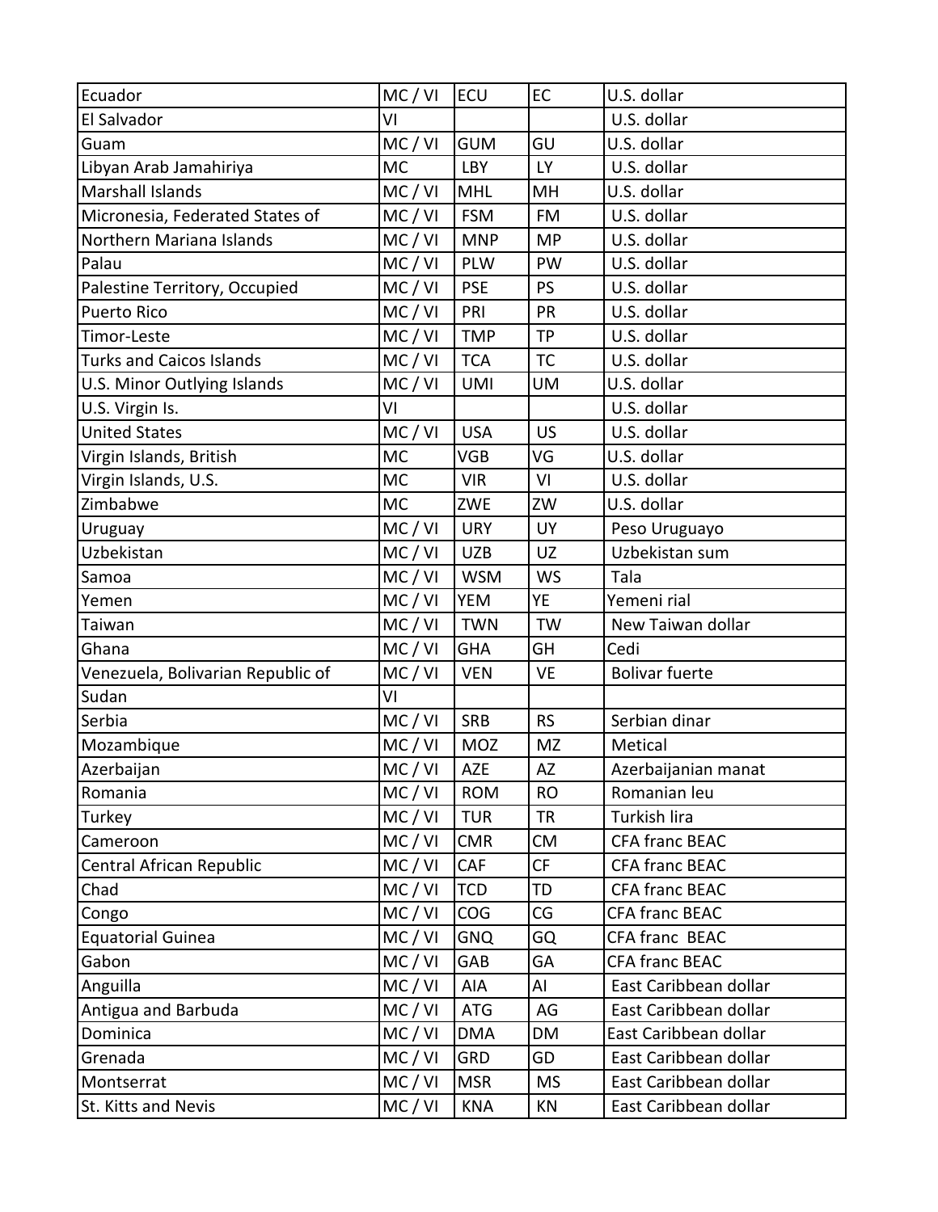| Ecuador | MC / VI | ECU | EC | U.S. dollar |
|---|---|---|---|---|
| El Salvador | VI | | | U.S. dollar |
| Guam | MC / VI | GUM | GU | U.S. dollar |
| Libyan Arab Jamahiriya | MC | LBY | LY | U.S. dollar |
| Marshall Islands | MC / VI | MHL | MH | U.S. dollar |
| Micronesia, Federated States of | MC / VI | FSM | FM | U.S. dollar |
| Northern Mariana Islands | MC / VI | MNP | MP | U.S. dollar |
| Palau | MC / VI | PLW | PW | U.S. dollar |
| Palestine Territory, Occupied | MC / VI | PSE | PS | U.S. dollar |
| Puerto Rico | MC / VI | PRI | PR | U.S. dollar |
| Timor-Leste | MC / VI | TMP | TP | U.S. dollar |
| Turks and Caicos Islands | MC / VI | TCA | TC | U.S. dollar |
| U.S. Minor Outlying Islands | MC / VI | UMI | UM | U.S. dollar |
| U.S. Virgin Is. | VI | | | U.S. dollar |
| United States | MC / VI | USA | US | U.S. dollar |
| Virgin Islands, British | MC | VGB | VG | U.S. dollar |
| Virgin Islands, U.S. | MC | VIR | VI | U.S. dollar |
| Zimbabwe | MC | ZWE | ZW | U.S. dollar |
| Uruguay | MC / VI | URY | UY | Peso Uruguayo |
| Uzbekistan | MC / VI | UZB | UZ | Uzbekistan sum |
| Samoa | MC / VI | WSM | WS | Tala |
| Yemen | MC / VI | YEM | YE | Yemeni rial |
| Taiwan | MC / VI | TWN | TW | New Taiwan dollar |
| Ghana | MC / VI | GHA | GH | Cedi |
| Venezuela, Bolivarian Republic of | MC / VI | VEN | VE | Bolivar fuerte |
| Sudan | VI | | | |
| Serbia | MC / VI | SRB | RS | Serbian dinar |
| Mozambique | MC / VI | MOZ | MZ | Metical |
| Azerbaijan | MC / VI | AZE | AZ | Azerbaijanian manat |
| Romania | MC / VI | ROM | RO | Romanian leu |
| Turkey | MC / VI | TUR | TR | Turkish lira |
| Cameroon | MC / VI | CMR | CM | CFA franc BEAC |
| Central African Republic | MC / VI | CAF | CF | CFA franc BEAC |
| Chad | MC / VI | TCD | TD | CFA franc BEAC |
| Congo | MC / VI | COG | CG | CFA franc BEAC |
| Equatorial Guinea | MC / VI | GNQ | GQ | CFA franc BEAC |
| Gabon | MC / VI | GAB | GA | CFA franc BEAC |
| Anguilla | MC / VI | AIA | AI | East Caribbean dollar |
| Antigua and Barbuda | MC / VI | ATG | AG | East Caribbean dollar |
| Dominica | MC / VI | DMA | DM | East Caribbean dollar |
| Grenada | MC / VI | GRD | GD | East Caribbean dollar |
| Montserrat | MC / VI | MSR | MS | East Caribbean dollar |
| St. Kitts and Nevis | MC / VI | KNA | KN | East Caribbean dollar |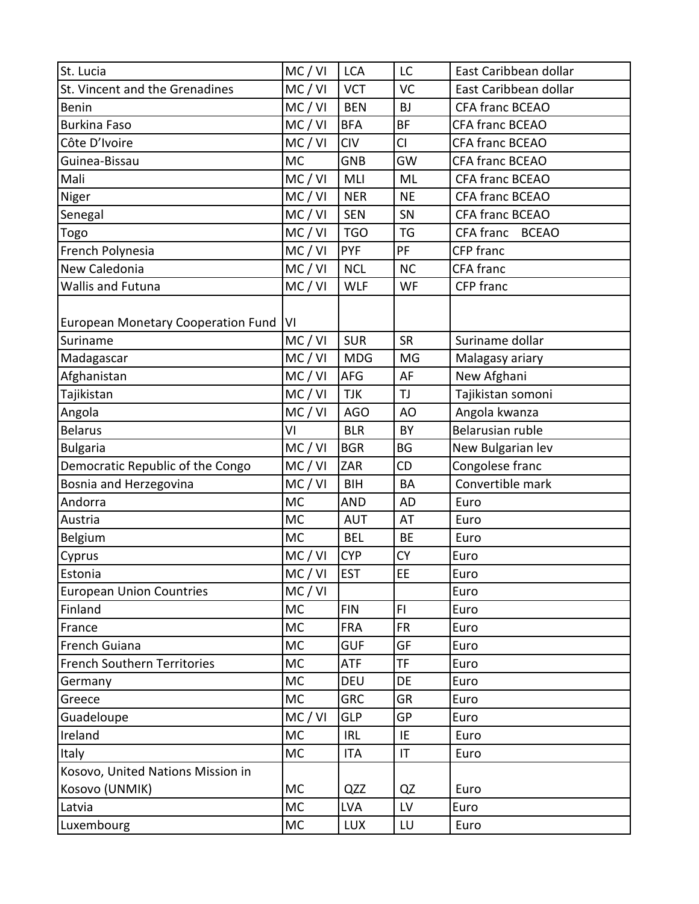| St. Lucia | MC / VI | LCA | LC | East Caribbean dollar |
|---|---|---|---|---|
| St. Vincent and the Grenadines | MC / VI | VCT | VC | East Caribbean dollar |
| Benin | MC / VI | BEN | BJ | CFA franc BCEAO |
| Burkina Faso | MC / VI | BFA | BF | CFA franc BCEAO |
| Côte D'Ivoire | MC / VI | CIV | CI | CFA franc BCEAO |
| Guinea-Bissau | MC | GNB | GW | CFA franc BCEAO |
| Mali | MC / VI | MLI | ML | CFA franc BCEAO |
| Niger | MC / VI | NER | NE | CFA franc BCEAO |
| Senegal | MC / VI | SEN | SN | CFA franc BCEAO |
| Togo | MC / VI | TGO | TG | CFA franc BCEAO |
| French Polynesia | MC / VI | PYF | PF | CFP franc |
| New Caledonia | MC / VI | NCL | NC | CFA franc |
| Wallis and Futuna | MC / VI | WLF | WF | CFP franc |
| European Monetary Cooperation Fund | VI | | | |
| Suriname | MC / VI | SUR | SR | Suriname dollar |
| Madagascar | MC / VI | MDG | MG | Malagasy ariary |
| Afghanistan | MC / VI | AFG | AF | New Afghani |
| Tajikistan | MC / VI | TJK | TJ | Tajikistan somoni |
| Angola | MC / VI | AGO | AO | Angola kwanza |
| Belarus | VI | BLR | BY | Belarusian ruble |
| Bulgaria | MC / VI | BGR | BG | New Bulgarian lev |
| Democratic Republic of the Congo | MC / VI | ZAR | CD | Congolese franc |
| Bosnia and Herzegovina | MC / VI | BIH | BA | Convertible mark |
| Andorra | MC | AND | AD | Euro |
| Austria | MC | AUT | AT | Euro |
| Belgium | MC | BEL | BE | Euro |
| Cyprus | MC / VI | CYP | CY | Euro |
| Estonia | MC / VI | EST | EE | Euro |
| European Union Countries | MC / VI | | | Euro |
| Finland | MC | FIN | FI | Euro |
| France | MC | FRA | FR | Euro |
| French Guiana | MC | GUF | GF | Euro |
| French Southern Territories | MC | ATF | TF | Euro |
| Germany | MC | DEU | DE | Euro |
| Greece | MC | GRC | GR | Euro |
| Guadeloupe | MC / VI | GLP | GP | Euro |
| Ireland | MC | IRL | IE | Euro |
| Italy | MC | ITA | IT | Euro |
| Kosovo, United Nations Mission in Kosovo (UNMIK) | MC | QZZ | QZ | Euro |
| Latvia | MC | LVA | LV | Euro |
| Luxembourg | MC | LUX | LU | Euro |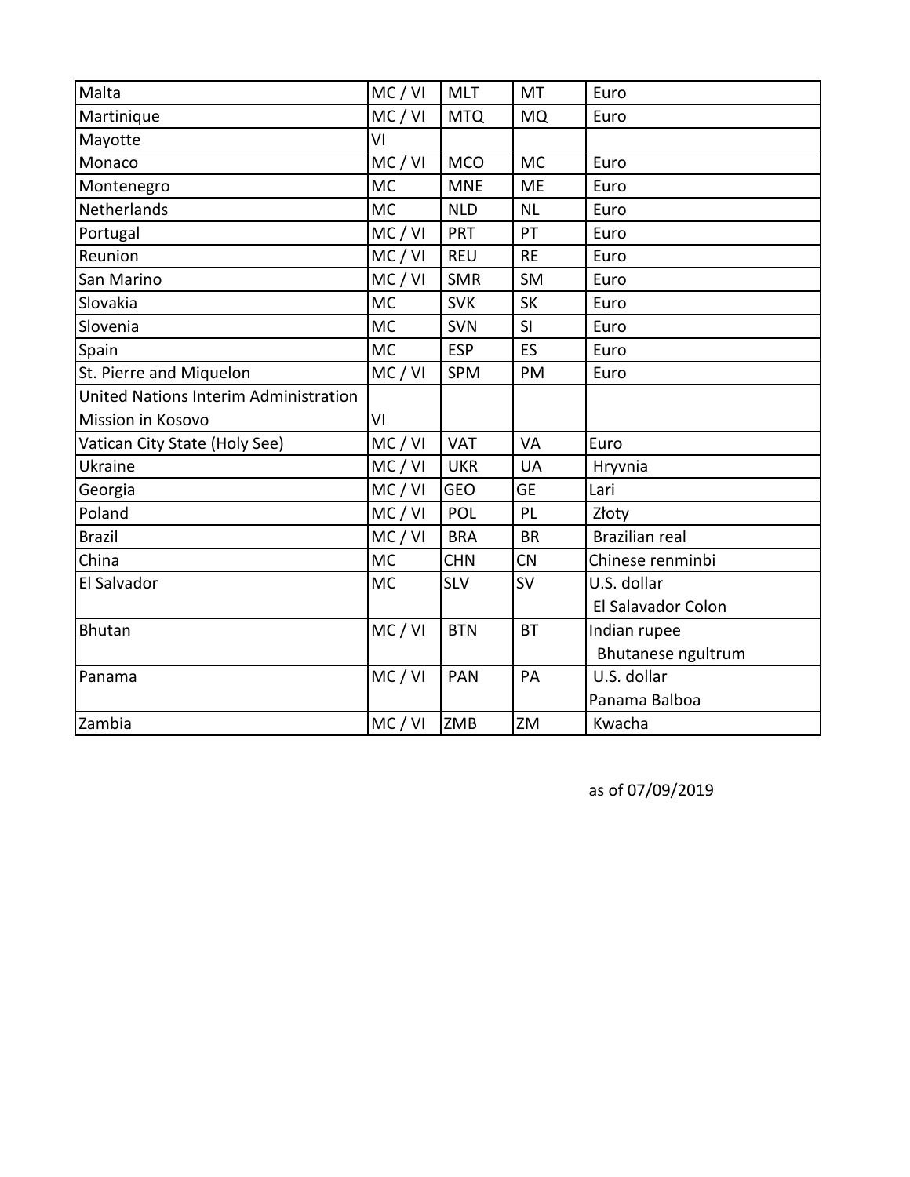| | | | | |
|---|---|---|---|---|
| Malta | MC / VI | MLT | MT | Euro |
| Martinique | MC / VI | MTQ | MQ | Euro |
| Mayotte | VI | | | |
| Monaco | MC / VI | MCO | MC | Euro |
| Montenegro | MC | MNE | ME | Euro |
| Netherlands | MC | NLD | NL | Euro |
| Portugal | MC / VI | PRT | PT | Euro |
| Reunion | MC / VI | REU | RE | Euro |
| San Marino | MC / VI | SMR | SM | Euro |
| Slovakia | MC | SVK | SK | Euro |
| Slovenia | MC | SVN | SI | Euro |
| Spain | MC | ESP | ES | Euro |
| St. Pierre and Miquelon | MC / VI | SPM | PM | Euro |
| United Nations Interim Administration Mission in Kosovo | VI | | | |
| Vatican City State (Holy See) | MC / VI | VAT | VA | Euro |
| Ukraine | MC / VI | UKR | UA | Hryvnia |
| Georgia | MC / VI | GEO | GE | Lari |
| Poland | MC / VI | POL | PL | Złoty |
| Brazil | MC / VI | BRA | BR | Brazilian real |
| China | MC | CHN | CN | Chinese renminbi |
| El Salvador | MC | SLV | SV | U.S. dollar<br>El Salavador Colon |
| Bhutan | MC / VI | BTN | BT | Indian rupee<br>Bhutanese ngultrum |
| Panama | MC / VI | PAN | PA | U.S. dollar<br>Panama Balboa |
| Zambia | MC / VI | ZMB | ZM | Kwacha |

as of 07/09/2019